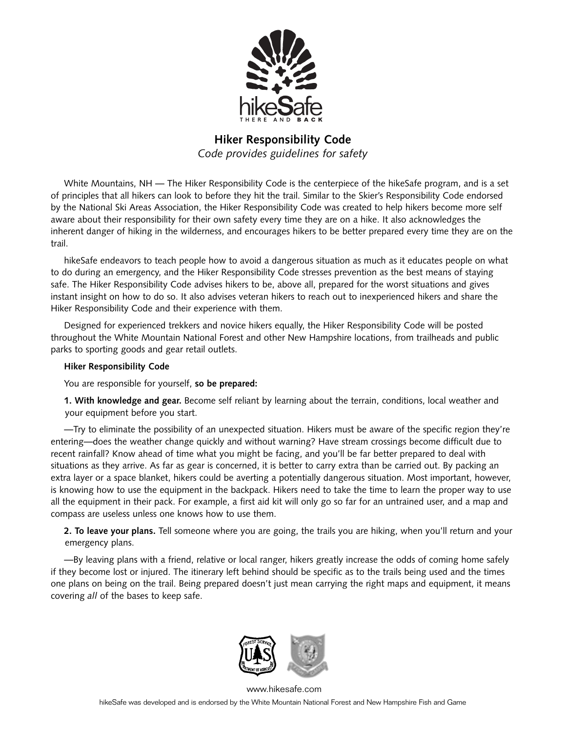hikeSafe

THERE AND BACK

# Hiker Responsibility Code

*Code provides guidelines for safety*

White Mountains, NH — The Hiker Responsibility Code is the centerpiece of the hikeSafe program, and is a set of principles that all hikers can look to before they hit the trail. Similar to the Skier's Responsibility Code endorsed by the National Ski Areas Association, the Hiker Responsibility Code was created to help hikers become more self aware about their responsibility for their own safety every time they are on a hike. It also acknowledges the inherent danger of hiking in the wilderness, and encourages hikers to be better prepared every time they are on the trail.

hikeSafe endeavors to teach people how to avoid a dangerous situation as much as it educates people on what to do during an emergency, and the Hiker Responsibility Code stresses prevention as the best means of staying safe. The Hiker Responsibility Code advises hikers to be, above all, prepared for the worst situations and gives instant insight on how to do so. It also advises veteran hikers to reach out to inexperienced hikers and share the Hiker Responsibility Code and their experience with them.

Designed for experienced trekkers and novice hikers equally, the Hiker Responsibility Code will be posted throughout the White Mountain National Forest and other New Hampshire locations, from trailheads and public parks to sporting goods and gear retail outlets.

**Hiker Responsibility Code**

You are responsible for yourself, **so be prepared:**

**1. With knowledge and gear.** Become self reliant by learning about the terrain, conditions, local weather and your equipment before you start.

—Try to eliminate the possibility of an unexpected situation. Hikers must be aware of the specific region they're entering—does the weather change quickly and without warning? Have stream crossings become difficult due to recent rainfall? Know ahead of time what you might be facing, and you'll be far better prepared to deal with situations as they arrive. As far as gear is concerned, it is better to carry extra than be carried out. By packing an extra layer or a space blanket, hikers could be averting a potentially dangerous situation. Most important, however, is knowing how to use the equipment in the backpack. Hikers need to take the time to learn the proper way to use all the equipment in their pack. For example, a first aid kit will only go so far for an untrained user, and a map and compass are useless unless one knows how to use them.

**2. To leave your plans.** Tell someone where you are going, the trails you are hiking, when you'll return and your emergency plans.

—By leaving plans with a friend, relative or local ranger, hikers greatly increase the odds of coming home safely if they become lost or injured. The itinerary left behind should be specific as to the trails being used and the times one plans on being on the trail. Being prepared doesn't just mean carrying the right maps and equipment, it means covering *all* of the bases to keep safe.

www.hikesafe.com

hikeSafe was developed and is endorsed by the White Mountain National Forest and New Hampshire Fish and Game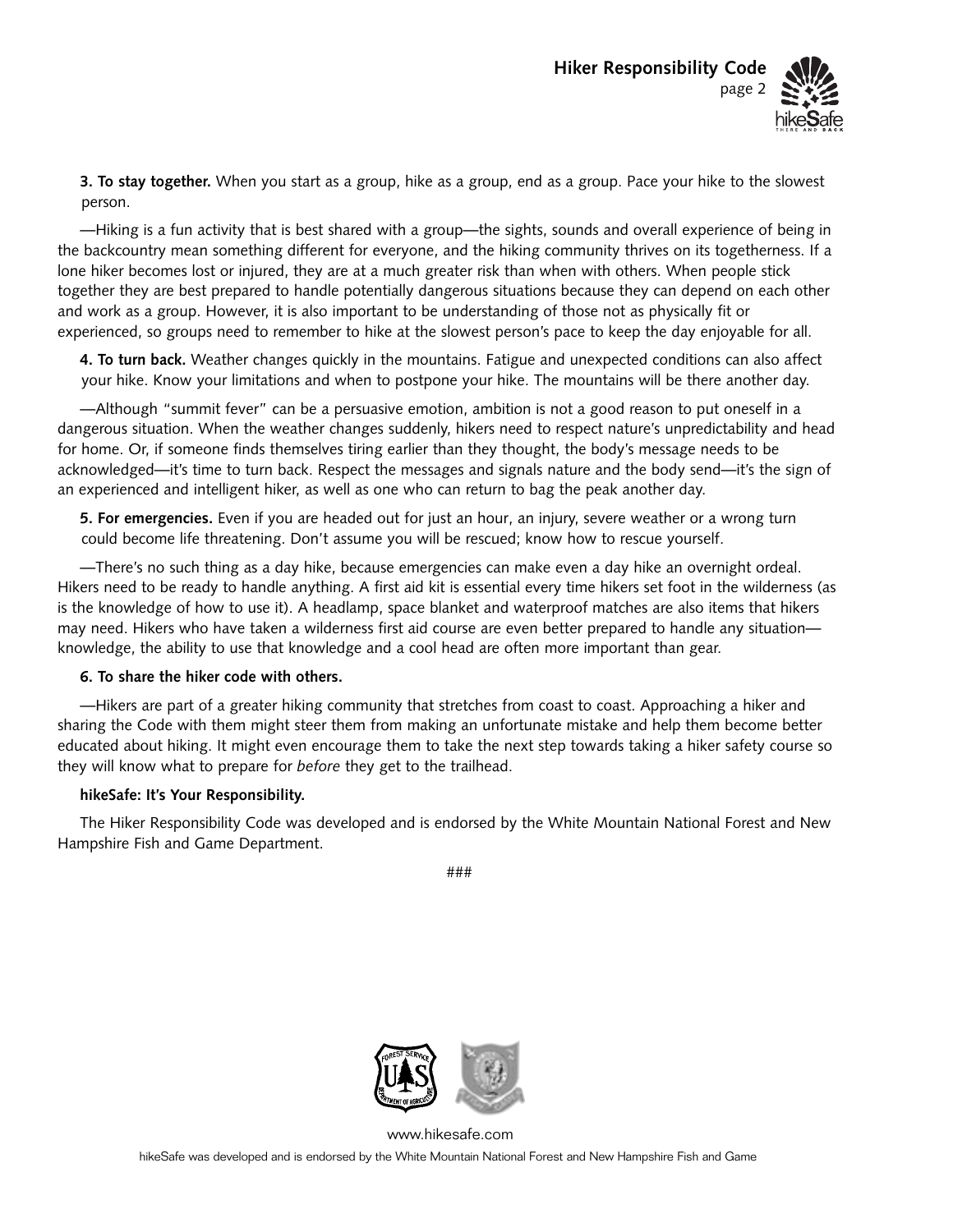**3. To stay together.** When you start as a group, hike as a group, end as a group. Pace your hike to the slowest person.

—Hiking is a fun activity that is best shared with a group—the sights, sounds and overall experience of being in the backcountry mean something different for everyone, and the hiking community thrives on its togetherness. If a lone hiker becomes lost or injured, they are at a much greater risk than when with others. When people stick together they are best prepared to handle potentially dangerous situations because they can depend on each other and work as a group. However, it is also important to be understanding of those not as physically fit or experienced, so groups need to remember to hike at the slowest person's pace to keep the day enjoyable for all.

**4. To turn back.** Weather changes quickly in the mountains. Fatigue and unexpected conditions can also affect your hike. Know your limitations and when to postpone your hike. The mountains will be there another day.

—Although "summit fever" can be a persuasive emotion, ambition is not a good reason to put oneself in a dangerous situation. When the weather changes suddenly, hikers need to respect nature's unpredictability and head for home. Or, if someone finds themselves tiring earlier than they thought, the body's message needs to be acknowledged—it's time to turn back. Respect the messages and signals nature and the body send—it's the sign of an experienced and intelligent hiker, as well as one who can return to bag the peak another day.

**5. For emergencies.** Even if you are headed out for just an hour, an injury, severe weather or a wrong turn could become life threatening. Don't assume you will be rescued; know how to rescue yourself.

—There's no such thing as a day hike, because emergencies can make even a day hike an overnight ordeal. Hikers need to be ready to handle anything. A first aid kit is essential every time hikers set foot in the wilderness (as is the knowledge of how to use it). A headlamp, space blanket and waterproof matches are also items that hikers may need. Hikers who have taken a wilderness first aid course are even better prepared to handle any situation—knowledge, the ability to use that knowledge and a cool head are often more important than gear.

**6. To share the hiker code with others.**

—Hikers are part of a greater hiking community that stretches from coast to coast. Approaching a hiker and sharing the Code with them might steer them from making an unfortunate mistake and help them become better educated about hiking. It might even encourage them to take the next step towards taking a hiker safety course so they will know what to prepare for *before* they get to the trailhead.

**hikeSafe: It's Your Responsibility.**

The Hiker Responsibility Code was developed and is endorsed by the White Mountain National Forest and New Hampshire Fish and Game Department.

###

www.hikesafe.com

hikeSafe was developed and is endorsed by the White Mountain National Forest and New Hampshire Fish and Game